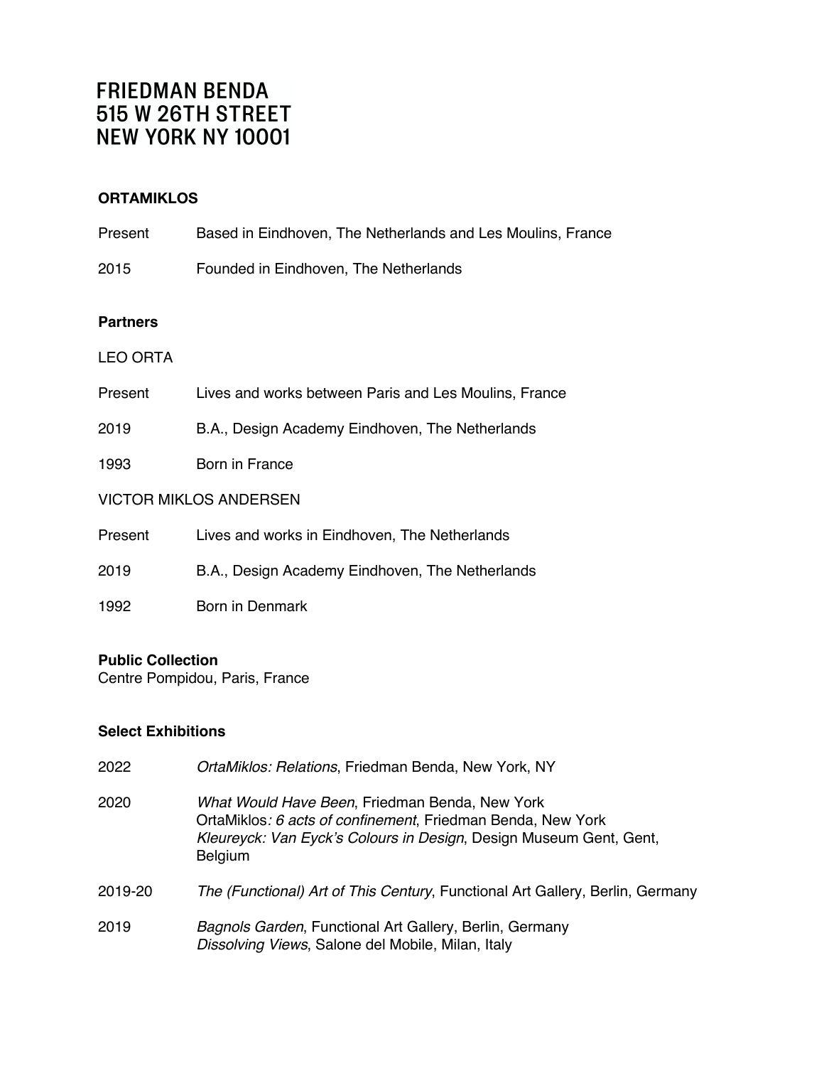FRIEDMAN BENDA
515 W 26TH STREET
NEW YORK NY 10001

**ORTAMIKLOS**

Present	Based in Eindhoven, The Netherlands and Les Moulins, France

2015	Founded in Eindhoven, The Netherlands

**Partners**

LEO ORTA

Present	Lives and works between Paris and Les Moulins, France

2019	B.A., Design Academy Eindhoven, The Netherlands

1993	Born in France

VICTOR MIKLOS ANDERSEN

Present	Lives and works in Eindhoven, The Netherlands

2019	B.A., Design Academy Eindhoven, The Netherlands

1992	Born in Denmark

**Public Collection**
Centre Pompidou, Paris, France

**Select Exhibitions**

2022	*OrtaMiklos: Relations*, Friedman Benda, New York, NY

2020	*What Would Have Been*, Friedman Benda, New York
OrtaMiklos*: 6 acts of confinement*, Friedman Benda, New York
*Kleureyck: Van Eyck's Colours in Design*, Design Museum Gent, Gent, Belgium

2019-20	*The (Functional) Art of This Century*, Functional Art Gallery, Berlin, Germany

2019	*Bagnols Garden*, Functional Art Gallery, Berlin, Germany
*Dissolving Views*, Salone del Mobile, Milan, Italy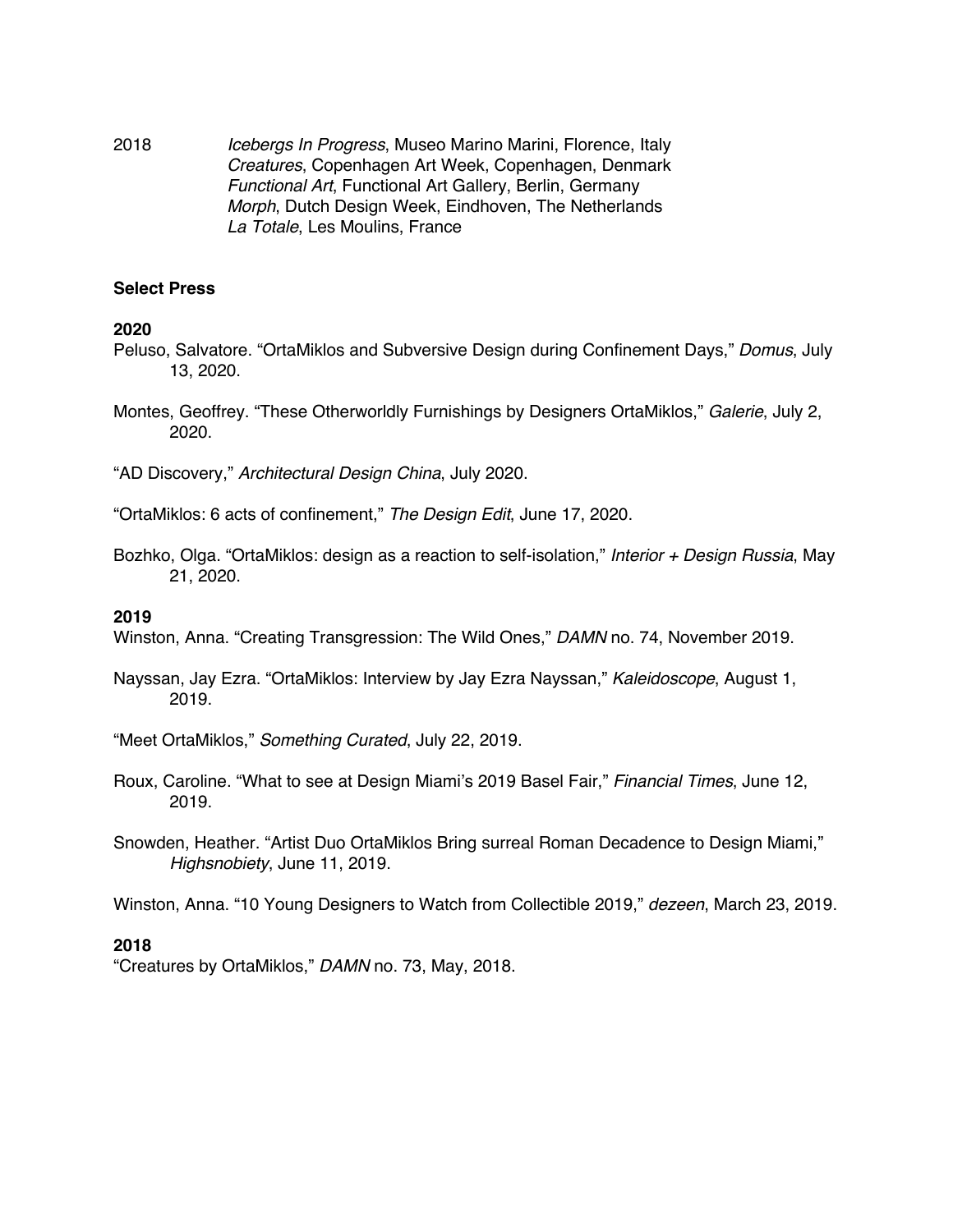2018 *Icebergs In Progress*, Museo Marino Marini, Florence, Italy
*Creatures*, Copenhagen Art Week, Copenhagen, Denmark
*Functional Art*, Functional Art Gallery, Berlin, Germany
*Morph*, Dutch Design Week, Eindhoven, The Netherlands
*La Totale*, Les Moulins, France

**Select Press**

**2020**

Peluso, Salvatore. "OrtaMiklos and Subversive Design during Confinement Days," *Domus*, July 13, 2020.

Montes, Geoffrey. "These Otherworldly Furnishings by Designers OrtaMiklos," *Galerie*, July 2, 2020.

"AD Discovery," *Architectural Design China*, July 2020.

"OrtaMiklos: 6 acts of confinement," *The Design Edit*, June 17, 2020.

Bozhko, Olga. "OrtaMiklos: design as a reaction to self-isolation," *Interior + Design Russia*, May 21, 2020.

**2019**

Winston, Anna. "Creating Transgression: The Wild Ones," *DAMN* no. 74, November 2019.

Nayssan, Jay Ezra. "OrtaMiklos: Interview by Jay Ezra Nayssan," *Kaleidoscope*, August 1, 2019.

"Meet OrtaMiklos," *Something Curated*, July 22, 2019.

Roux, Caroline. "What to see at Design Miami's 2019 Basel Fair," *Financial Times*, June 12, 2019.

Snowden, Heather. "Artist Duo OrtaMiklos Bring surreal Roman Decadence to Design Miami," *Highsnobiety*, June 11, 2019.

Winston, Anna. "10 Young Designers to Watch from Collectible 2019," *dezeen*, March 23, 2019.

**2018**

"Creatures by OrtaMiklos," *DAMN* no. 73, May, 2018.